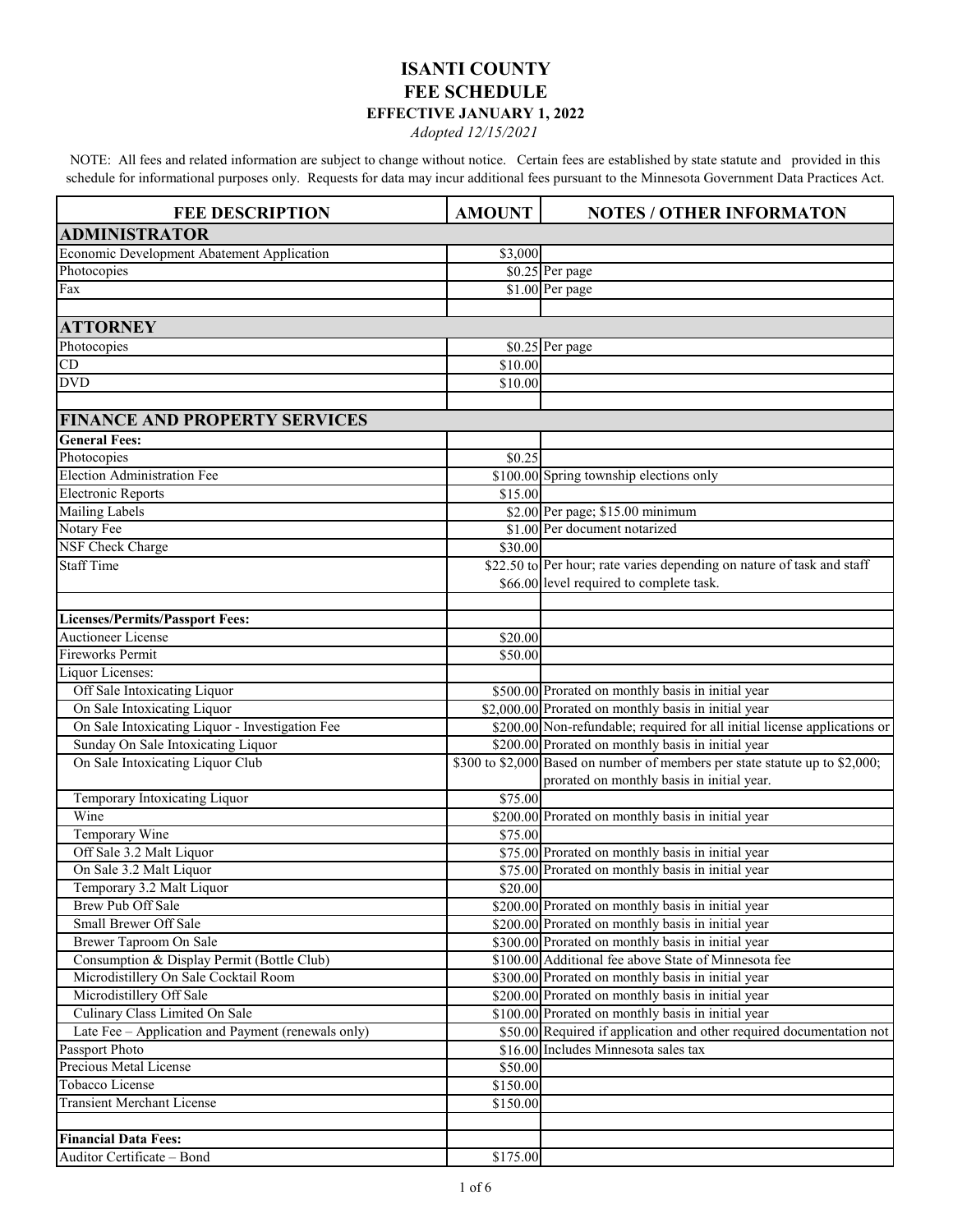# ISANTI COUNTY
# FEE SCHEDULE
### EFFECTIVE JANUARY 1, 2022
*Adopted 12/15/2021*

NOTE: All fees and related information are subject to change without notice. Certain fees are established by state statute and provided in this schedule for informational purposes only. Requests for data may incur additional fees pursuant to the Minnesota Government Data Practices Act.

| FEE DESCRIPTION | AMOUNT | NOTES / OTHER INFORMATON |
|---|---|---|
| **ADMINISTRATOR** | | |
| Economic Development Abatement Application | \$3,000 | |
| Photocopies | \$0.25 | Per page |
| Fax | \$1.00 | Per page |
| | | |
| **ATTORNEY** | | |
| Photocopies | \$0.25 | Per page |
| CD | \$10.00 | |
| DVD | \$10.00 | |
| | | |
| **FINANCE AND PROPERTY SERVICES** | | |
| **General Fees:** | | |
| Photocopies | \$0.25 | |
| Election Administration Fee | \$100.00 | Spring township elections only |
| Electronic Reports | \$15.00 | |
| Mailing Labels | \$2.00 | Per page; \$15.00 minimum |
| Notary Fee | \$1.00 | Per document notarized |
| NSF Check Charge | \$30.00 | |
| Staff Time | \$22.50 to \$66.00 | Per hour; rate varies depending on nature of task and staff level required to complete task. |
| | | |
| **Licenses/Permits/Passport Fees:** | | |
| Auctioneer License | \$20.00 | |
| Fireworks Permit | \$50.00 | |
| Liquor Licenses: | | |
| Off Sale Intoxicating Liquor | \$500.00 | Prorated on monthly basis in initial year |
| On Sale Intoxicating Liquor | \$2,000.00 | Prorated on monthly basis in initial year |
| On Sale Intoxicating Liquor - Investigation Fee | \$200.00 | Non-refundable; required for all initial license applications or |
| Sunday On Sale Intoxicating Liquor | \$200.00 | Prorated on monthly basis in initial year |
| On Sale Intoxicating Liquor Club | \$300 to \$2,000 | Based on number of members per state statute up to \$2,000; prorated on monthly basis in initial year. |
| Temporary Intoxicating Liquor | \$75.00 | |
| Wine | \$200.00 | Prorated on monthly basis in initial year |
| Temporary Wine | \$75.00 | |
| Off Sale 3.2 Malt Liquor | \$75.00 | Prorated on monthly basis in initial year |
| On Sale 3.2 Malt Liquor | \$75.00 | Prorated on monthly basis in initial year |
| Temporary 3.2 Malt Liquor | \$20.00 | |
| Brew Pub Off Sale | \$200.00 | Prorated on monthly basis in initial year |
| Small Brewer Off Sale | \$200.00 | Prorated on monthly basis in initial year |
| Brewer Taproom On Sale | \$300.00 | Prorated on monthly basis in initial year |
| Consumption & Display Permit (Bottle Club) | \$100.00 | Additional fee above State of Minnesota fee |
| Microdistillery On Sale Cocktail Room | \$300.00 | Prorated on monthly basis in initial year |
| Microdistillery Off Sale | \$200.00 | Prorated on monthly basis in initial year |
| Culinary Class Limited On Sale | \$100.00 | Prorated on monthly basis in initial year |
| Late Fee – Application and Payment (renewals only) | \$50.00 | Required if application and other required documentation not |
| Passport Photo | \$16.00 | Includes Minnesota sales tax |
| Precious Metal License | \$50.00 | |
| Tobacco License | \$150.00 | |
| Transient Merchant License | \$150.00 | |
| | | |
| **Financial Data Fees:** | | |
| Auditor Certificate – Bond | \$175.00 | |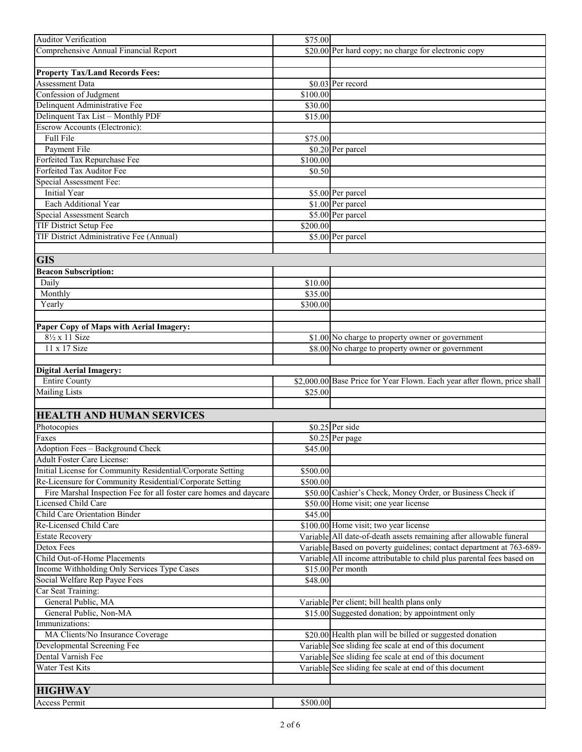| | | |
|---|---|---|
| Auditor Verification | $75.00 | |
| Comprehensive Annual Financial Report | $20.00 | Per hard copy; no charge for electronic copy |
| | | |
| **Property Tax/Land Records Fees:** | | |
| Assessment Data | $0.03 | Per record |
| Confession of Judgment | $100.00 | |
| Delinquent Administrative Fee | $30.00 | |
| Delinquent Tax List – Monthly PDF | $15.00 | |
| Escrow Accounts (Electronic): | | |
| Full File | $75.00 | |
| Payment File | $0.20 | Per parcel |
| Forfeited Tax Repurchase Fee | $100.00 | |
| Forfeited Tax Auditor Fee | $0.50 | |
| Special Assessment Fee: | | |
| Initial Year | $5.00 | Per parcel |
| Each Additional Year | $1.00 | Per parcel |
| Special Assessment Search | $5.00 | Per parcel |
| TIF District Setup Fee | $200.00 | |
| TIF District Administrative Fee (Annual) | $5.00 | Per parcel |
| | | |
| **GIS** | | |
| **Beacon Subscription:** | | |
| Daily | $10.00 | |
| Monthly | $35.00 | |
| Yearly | $300.00 | |
| | | |
| **Paper Copy of Maps with Aerial Imagery:** | | |
| 8½ x 11 Size | $1.00 | No charge to property owner or government |
| 11 x 17 Size | $8.00 | No charge to property owner or government |
| | | |
| **Digital Aerial Imagery:** | | |
| Entire County | $2,000.00 | Base Price for Year Flown. Each year after flown, price shall |
| Mailing Lists | $25.00 | |
| | | |
| **HEALTH AND HUMAN SERVICES** | | |
| Photocopies | $0.25 | Per side |
| Faxes | $0.25 | Per page |
| Adoption Fees – Background Check | $45.00 | |
| Adult Foster Care License: | | |
| Initial License for Community Residential/Corporate Setting | $500.00 | |
| Re-Licensure for Community Residential/Corporate Setting | $500.00 | |
| Fire Marshal Inspection Fee for all foster care homes and daycare | $50.00 | Cashier's Check, Money Order, or Business Check if |
| Licensed Child Care | $50.00 | Home visit; one year license |
| Child Care Orientation Binder | $45.00 | |
| Re-Licensed Child Care | $100.00 | Home visit; two year license |
| Estate Recovery | Variable | All date-of-death assets remaining after allowable funeral |
| Detox Fees | Variable | Based on poverty guidelines; contact department at 763-689- |
| Child Out-of-Home Placements | Variable | All income attributable to child plus parental fees based on |
| Income Withholding Only Services Type Cases | $15.00 | Per month |
| Social Welfare Rep Payee Fees | $48.00 | |
| Car Seat Training: | | |
| General Public, MA | Variable | Per client; bill health plans only |
| General Public, Non-MA | $15.00 | Suggested donation; by appointment only |
| Immunizations: | | |
| MA Clients/No Insurance Coverage | $20.00 | Health plan will be billed or suggested donation |
| Developmental Screening Fee | Variable | See sliding fee scale at end of this document |
| Dental Varnish Fee | Variable | See sliding fee scale at end of this document |
| Water Test Kits | Variable | See sliding fee scale at end of this document |
| | | |
| **HIGHWAY** | | |
| Access Permit | $500.00 | |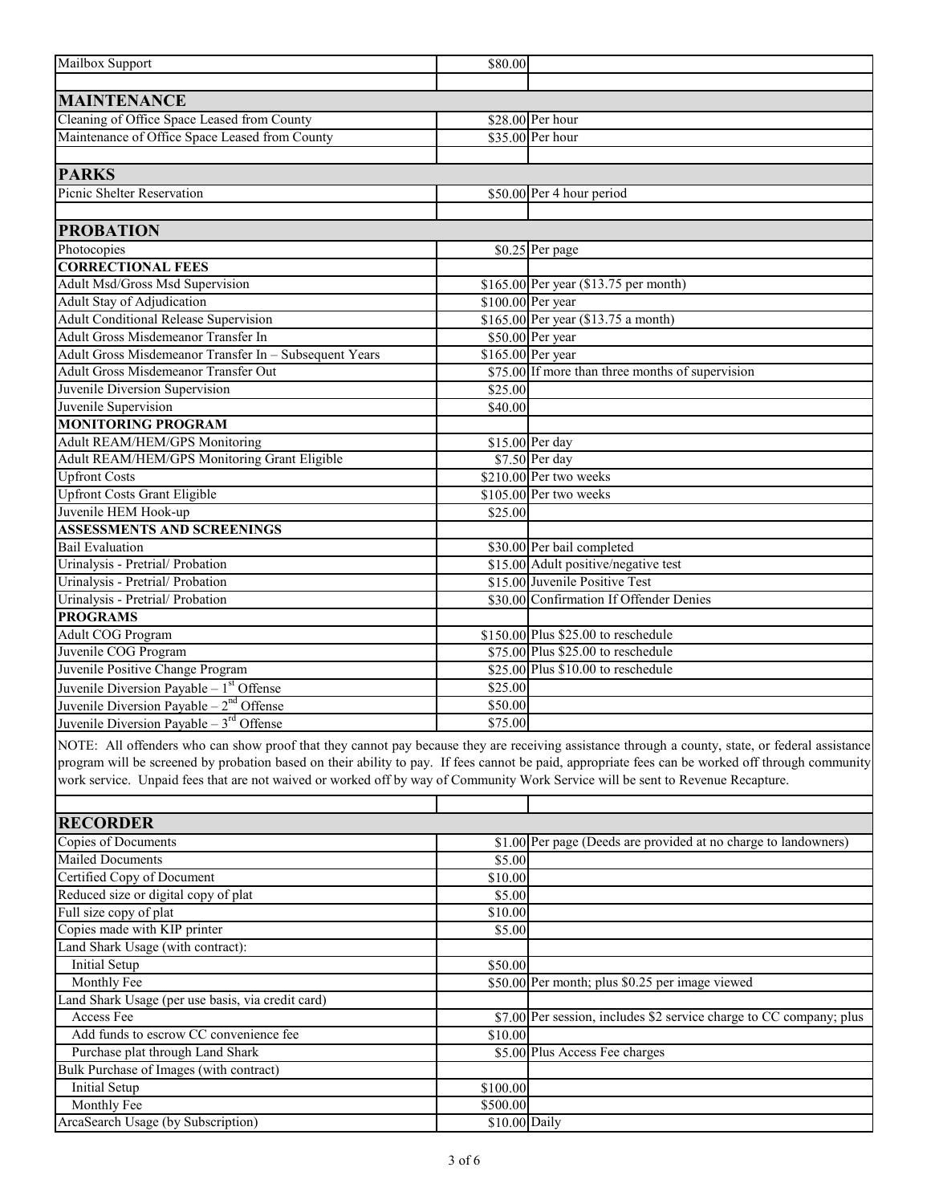| | | |
|---|---|---|
| Mailbox Support | $80.00 | |
| | | |
| **MAINTENANCE** | | |
| Cleaning of Office Space Leased from County | $28.00 | Per hour |
| Maintenance of Office Space Leased from County | $35.00 | Per hour |
| | | |
| **PARKS** | | |
| Picnic Shelter Reservation | $50.00 | Per 4 hour period |
| | | |
| **PROBATION** | | |
| Photocopies | $0.25 | Per page |
| **CORRECTIONAL FEES** | | |
| Adult Msd/Gross Msd Supervision | $165.00 | Per year ($13.75 per month) |
| Adult Stay of Adjudication | $100.00 | Per year |
| Adult Conditional Release Supervision | $165.00 | Per year ($13.75 a month) |
| Adult Gross Misdemeanor Transfer In | $50.00 | Per year |
| Adult Gross Misdemeanor Transfer In – Subsequent Years | $165.00 | Per year |
| Adult Gross Misdemeanor Transfer Out | $75.00 | If more than three months of supervision |
| Juvenile Diversion Supervision | $25.00 | |
| Juvenile Supervision | $40.00 | |
| **MONITORING PROGRAM** | | |
| Adult REAM/HEM/GPS Monitoring | $15.00 | Per day |
| Adult REAM/HEM/GPS Monitoring Grant Eligible | $7.50 | Per day |
| Upfront Costs | $210.00 | Per two weeks |
| Upfront Costs Grant Eligible | $105.00 | Per two weeks |
| Juvenile HEM Hook-up | $25.00 | |
| **ASSESSMENTS AND SCREENINGS** | | |
| Bail Evaluation | $30.00 | Per bail completed |
| Urinalysis - Pretrial/ Probation | $15.00 | Adult positive/negative test |
| Urinalysis - Pretrial/ Probation | $15.00 | Juvenile Positive Test |
| Urinalysis - Pretrial/ Probation | $30.00 | Confirmation If Offender Denies |
| **PROGRAMS** | | |
| Adult COG Program | $150.00 | Plus $25.00 to reschedule |
| Juvenile COG Program | $75.00 | Plus $25.00 to reschedule |
| Juvenile Positive Change Program | $25.00 | Plus $10.00 to reschedule |
| Juvenile Diversion Payable – 1st Offense | $25.00 | |
| Juvenile Diversion Payable – 2nd Offense | $50.00 | |
| Juvenile Diversion Payable – 3rd Offense | $75.00 | |

NOTE: All offenders who can show proof that they cannot pay because they are receiving assistance through a county, state, or federal assistance program will be screened by probation based on their ability to pay. If fees cannot be paid, appropriate fees can be worked off through community work service. Unpaid fees that are not waived or worked off by way of Community Work Service will be sent to Revenue Recapture.

| | | |
|---|---|---|
| **RECORDER** | | |
| Copies of Documents | $1.00 | Per page (Deeds are provided at no charge to landowners) |
| Mailed Documents | $5.00 | |
| Certified Copy of Document | $10.00 | |
| Reduced size or digital copy of plat | $5.00 | |
| Full size copy of plat | $10.00 | |
| Copies made with KIP printer | $5.00 | |
| Land Shark Usage (with contract): | | |
| Initial Setup | $50.00 | |
| Monthly Fee | $50.00 | Per month; plus $0.25 per image viewed |
| Land Shark Usage (per use basis, via credit card) | | |
| Access Fee | $7.00 | Per session, includes $2 service charge to CC company; plus |
| Add funds to escrow CC convenience fee | $10.00 | |
| Purchase plat through Land Shark | $5.00 | Plus Access Fee charges |
| Bulk Purchase of Images (with contract) | | |
| Initial Setup | $100.00 | |
| Monthly Fee | $500.00 | |
| ArcaSearch Usage (by Subscription) | $10.00 | Daily |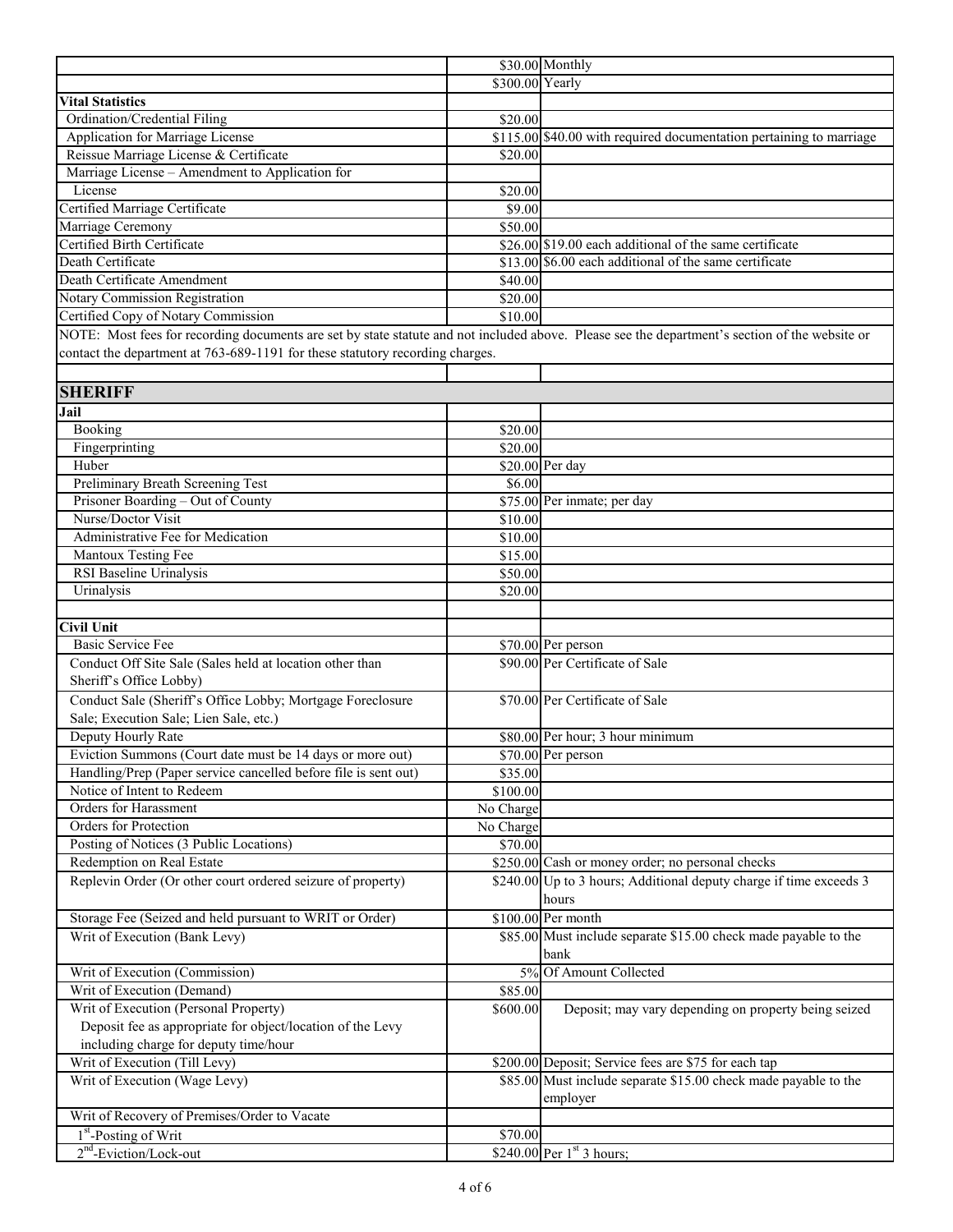| | | |
|---|---|---|
| | $30.00 | Monthly |
| | $300.00 | Yearly |
| **Vital Statistics** | | |
| Ordination/Credential Filing | $20.00 | |
| Application for Marriage License | $115.00 | $40.00 with required documentation pertaining to marriage |
| Reissue Marriage License & Certificate | $20.00 | |
| Marriage License – Amendment to Application for License | $20.00 | |
| Certified Marriage Certificate | $9.00 | |
| Marriage Ceremony | $50.00 | |
| Certified Birth Certificate | $26.00 | $19.00 each additional of the same certificate |
| Death Certificate | $13.00 | $6.00 each additional of the same certificate |
| Death Certificate Amendment | $40.00 | |
| Notary Commission Registration | $20.00 | |
| Certified Copy of Notary Commission | $10.00 | |

NOTE: Most fees for recording documents are set by state statute and not included above. Please see the department's section of the website or contact the department at 763-689-1191 for these statutory recording charges.

## SHERIFF

| | | |
|---|---|---|
| **Jail** | | |
| Booking | $20.00 | |
| Fingerprinting | $20.00 | |
| Huber | $20.00 | Per day |
| Preliminary Breath Screening Test | $6.00 | |
| Prisoner Boarding – Out of County | $75.00 | Per inmate; per day |
| Nurse/Doctor Visit | $10.00 | |
| Administrative Fee for Medication | $10.00 | |
| Mantoux Testing Fee | $15.00 | |
| RSI Baseline Urinalysis | $50.00 | |
| Urinalysis | $20.00 | |
| | | |
| **Civil Unit** | | |
| Basic Service Fee | $70.00 | Per person |
| Conduct Off Site Sale (Sales held at location other than Sheriff's Office Lobby) | $90.00 | Per Certificate of Sale |
| Conduct Sale (Sheriff's Office Lobby; Mortgage Foreclosure Sale; Execution Sale; Lien Sale, etc.) | $70.00 | Per Certificate of Sale |
| Deputy Hourly Rate | $80.00 | Per hour; 3 hour minimum |
| Eviction Summons (Court date must be 14 days or more out) | $70.00 | Per person |
| Handling/Prep (Paper service cancelled before file is sent out) | $35.00 | |
| Notice of Intent to Redeem | $100.00 | |
| Orders for Harassment | No Charge | |
| Orders for Protection | No Charge | |
| Posting of Notices (3 Public Locations) | $70.00 | |
| Redemption on Real Estate | $250.00 | Cash or money order; no personal checks |
| Replevin Order (Or other court ordered seizure of property) | $240.00 | Up to 3 hours; Additional deputy charge if time exceeds 3 hours |
| Storage Fee (Seized and held pursuant to WRIT or Order) | $100.00 | Per month |
| Writ of Execution (Bank Levy) | $85.00 | Must include separate $15.00 check made payable to the bank |
| Writ of Execution (Commission) | 5% | Of Amount Collected |
| Writ of Execution (Demand) | $85.00 | |
| Writ of Execution (Personal Property) Deposit fee as appropriate for object/location of the Levy including charge for deputy time/hour | $600.00 | Deposit; may vary depending on property being seized |
| Writ of Execution (Till Levy) | $200.00 | Deposit; Service fees are $75 for each tap |
| Writ of Execution (Wage Levy) | $85.00 | Must include separate $15.00 check made payable to the employer |
| Writ of Recovery of Premises/Order to Vacate | | |
| 1st-Posting of Writ | $70.00 | |
| 2nd-Eviction/Lock-out | $240.00 | Per 1st 3 hours; |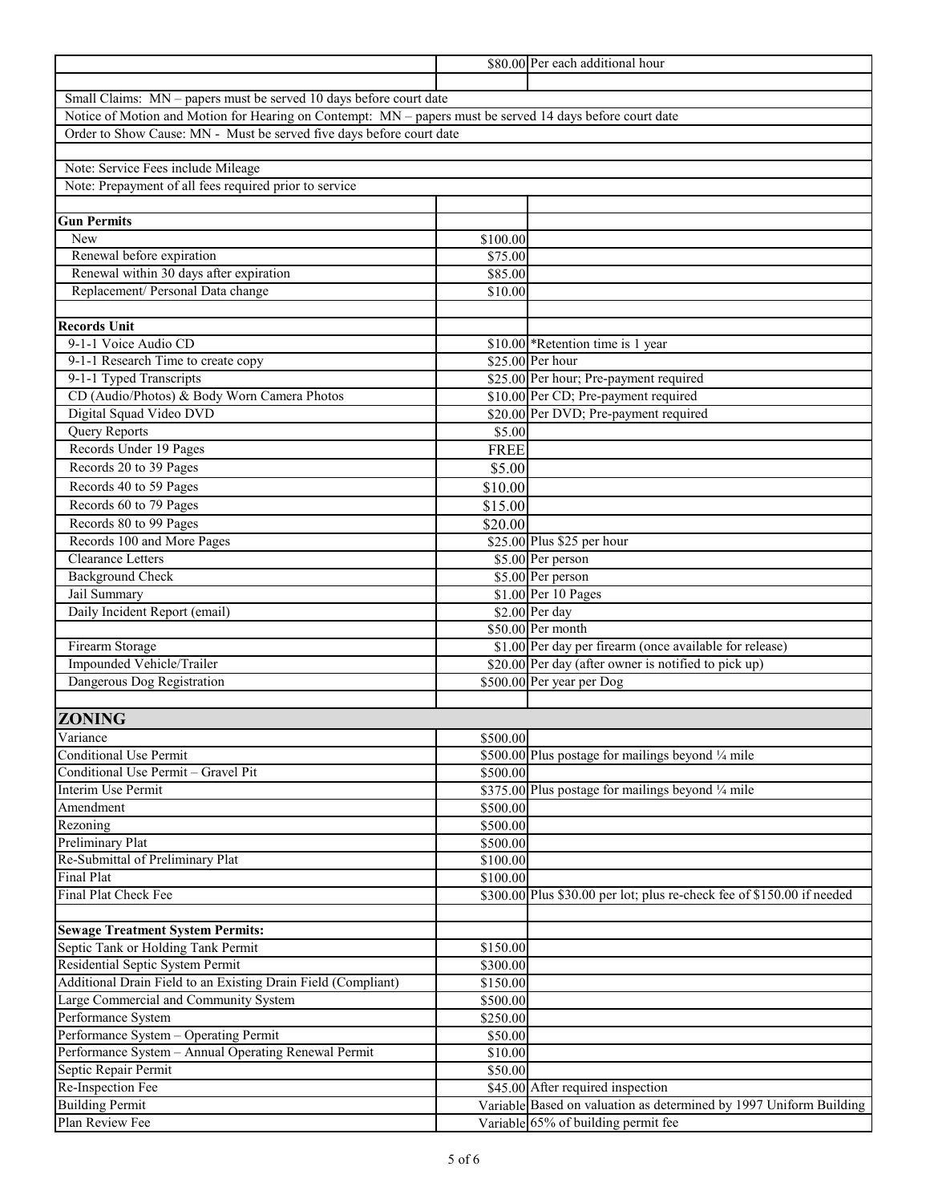| | | |
|---|---|---|
| | $80.00 | Per each additional hour |
| | | |
| Small Claims: MN – papers must be served 10 days before court date | | |
| Notice of Motion and Motion for Hearing on Contempt: MN – papers must be served 14 days before court date | | |
| Order to Show Cause: MN - Must be served five days before court date | | |
| | | |
| Note: Service Fees include Mileage | | |
| Note: Prepayment of all fees required prior to service | | |
| | | |
| **Gun Permits** | | |
| New | $100.00 | |
| Renewal before expiration | $75.00 | |
| Renewal within 30 days after expiration | $85.00 | |
| Replacement/ Personal Data change | $10.00 | |
| | | |
| **Records Unit** | | |
| 9-1-1 Voice Audio CD | $10.00 | *Retention time is 1 year |
| 9-1-1 Research Time to create copy | $25.00 | Per hour |
| 9-1-1 Typed Transcripts | $25.00 | Per hour; Pre-payment required |
| CD (Audio/Photos) & Body Worn Camera Photos | $10.00 | Per CD; Pre-payment required |
| Digital Squad Video DVD | $20.00 | Per DVD; Pre-payment required |
| Query Reports | $5.00 | |
| Records Under 19 Pages | FREE | |
| Records 20 to 39 Pages | $5.00 | |
| Records 40 to 59 Pages | $10.00 | |
| Records 60 to 79 Pages | $15.00 | |
| Records 80 to 99 Pages | $20.00 | |
| Records 100 and More Pages | $25.00 | Plus $25 per hour |
| Clearance Letters | $5.00 | Per person |
| Background Check | $5.00 | Per person |
| Jail Summary | $1.00 | Per 10 Pages |
| Daily Incident Report (email) | $2.00 | Per day |
| | $50.00 | Per month |
| Firearm Storage | $1.00 | Per day per firearm (once available for release) |
| Impounded Vehicle/Trailer | $20.00 | Per day (after owner is notified to pick up) |
| Dangerous Dog Registration | $500.00 | Per year per Dog |
| | | |
| **ZONING** | | |
| Variance | $500.00 | |
| Conditional Use Permit | $500.00 | Plus postage for mailings beyond ¼ mile |
| Conditional Use Permit – Gravel Pit | $500.00 | |
| Interim Use Permit | $375.00 | Plus postage for mailings beyond ¼ mile |
| Amendment | $500.00 | |
| Rezoning | $500.00 | |
| Preliminary Plat | $500.00 | |
| Re-Submittal of Preliminary Plat | $100.00 | |
| Final Plat | $100.00 | |
| Final Plat Check Fee | $300.00 | Plus $30.00 per lot; plus re-check fee of $150.00 if needed |
| | | |
| **Sewage Treatment System Permits:** | | |
| Septic Tank or Holding Tank Permit | $150.00 | |
| Residential Septic System Permit | $300.00 | |
| Additional Drain Field to an Existing Drain Field (Compliant) | $150.00 | |
| Large Commercial and Community System | $500.00 | |
| Performance System | $250.00 | |
| Performance System – Operating Permit | $50.00 | |
| Performance System – Annual Operating Renewal Permit | $10.00 | |
| Septic Repair Permit | $50.00 | |
| Re-Inspection Fee | $45.00 | After required inspection |
| Building Permit | Variable | Based on valuation as determined by 1997 Uniform Building |
| Plan Review Fee | Variable | 65% of building permit fee |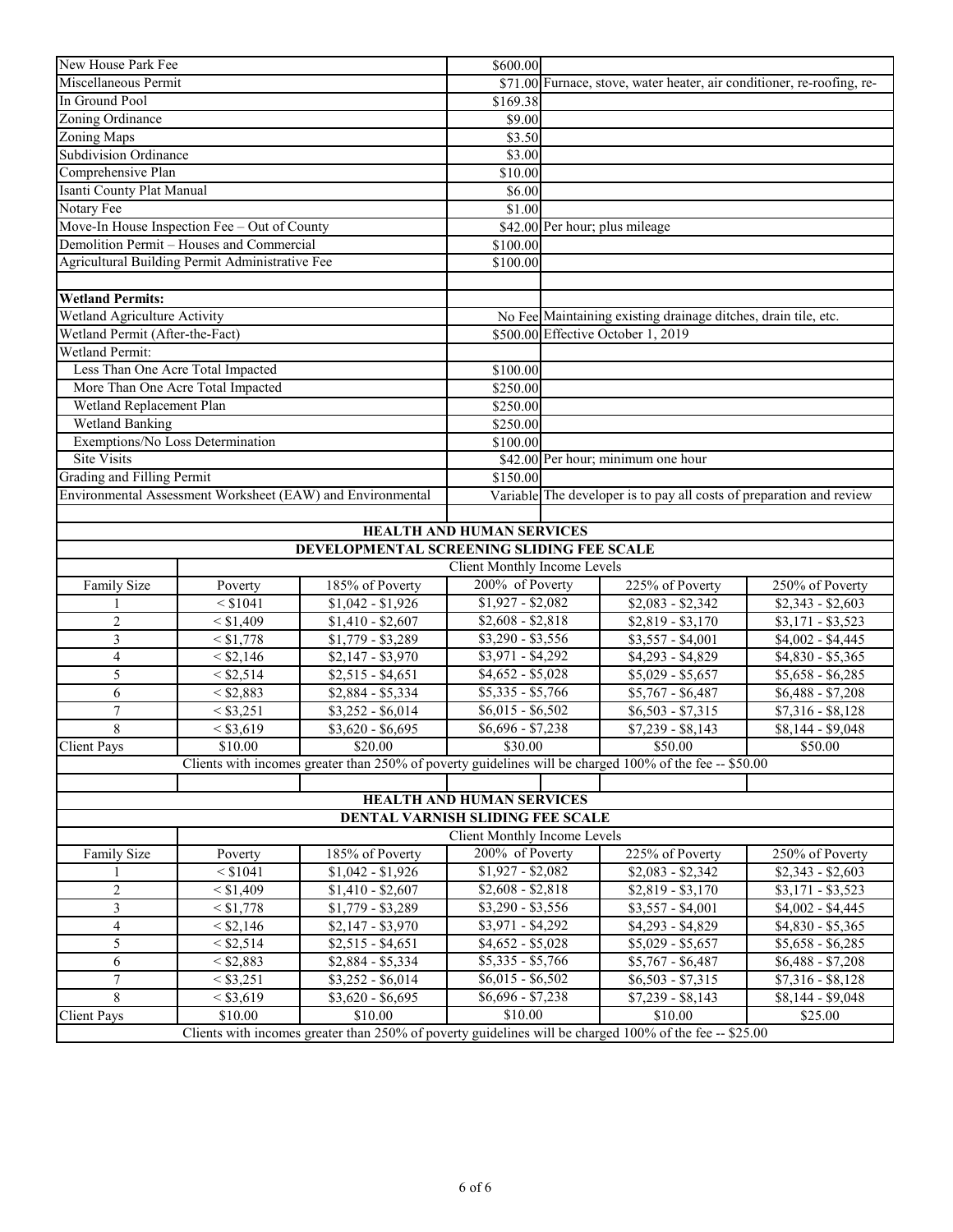| | | |
|---|---|---|
| New House Park Fee | $600.00 | |
| Miscellaneous Permit | $71.00 | Furnace, stove, water heater, air conditioner, re-roofing, re- |
| In Ground Pool | $169.38 | |
| Zoning Ordinance | $9.00 | |
| Zoning Maps | $3.50 | |
| Subdivision Ordinance | $3.00 | |
| Comprehensive Plan | $10.00 | |
| Isanti County Plat Manual | $6.00 | |
| Notary Fee | $1.00 | |
| Move-In House Inspection Fee – Out of County | $42.00 | Per hour; plus mileage |
| Demolition Permit – Houses and Commercial | $100.00 | |
| Agricultural Building Permit Administrative Fee | $100.00 | |
| | | |
| **Wetland Permits:** | | |
| Wetland Agriculture Activity | No Fee | Maintaining existing drainage ditches, drain tile, etc. |
| Wetland Permit (After-the-Fact) | $500.00 | Effective October 1, 2019 |
| Wetland Permit: | | |
| Less Than One Acre Total Impacted | $100.00 | |
| More Than One Acre Total Impacted | $250.00 | |
| Wetland Replacement Plan | $250.00 | |
| Wetland Banking | $250.00 | |
| Exemptions/No Loss Determination | $100.00 | |
| Site Visits | $42.00 | Per hour; minimum one hour |
| Grading and Filling Permit | $150.00 | |
| Environmental Assessment Worksheet (EAW) and Environmental | Variable | The developer is to pay all costs of preparation and review |

## HEALTH AND HUMAN SERVICES

### DEVELOPMENTAL SCREENING SLIDING FEE SCALE

| | Client Monthly Income Levels | | | | |
|---|---|---|---|---|---|
| Family Size | Poverty | 185% of Poverty | 200% of Poverty | 225% of Poverty | 250% of Poverty |
| 1 | < $1041 | $1,042 - $1,926 | $1,927 - $2,082 | $2,083 - $2,342 | $2,343 - $2,603 |
| 2 | < $1,409 | $1,410 - $2,607 | $2,608 - $2,818 | $2,819 - $3,170 | $3,171 - $3,523 |
| 3 | < $1,778 | $1,779 - $3,289 | $3,290 - $3,556 | $3,557 - $4,001 | $4,002 - $4,445 |
| 4 | < $2,146 | $2,147 - $3,970 | $3,971 - $4,292 | $4,293 - $4,829 | $4,830 - $5,365 |
| 5 | < $2,514 | $2,515 - $4,651 | $4,652 - $5,028 | $5,029 - $5,657 | $5,658 - $6,285 |
| 6 | < $2,883 | $2,884 - $5,334 | $5,335 - $5,766 | $5,767 - $6,487 | $6,488 - $7,208 |
| 7 | < $3,251 | $3,252 - $6,014 | $6,015 - $6,502 | $6,503 - $7,315 | $7,316 - $8,128 |
| 8 | < $3,619 | $3,620 - $6,695 | $6,696 - $7,238 | $7,239 - $8,143 | $8,144 - $9,048 |
| Client Pays | $10.00 | $20.00 | $30.00 | $50.00 | $50.00 |

Clients with incomes greater than 250% of poverty guidelines will be charged 100% of the fee -- $50.00

## HEALTH AND HUMAN SERVICES

### DENTAL VARNISH SLIDING FEE SCALE

| | Client Monthly Income Levels | | | | |
|---|---|---|---|---|---|
| Family Size | Poverty | 185% of Poverty | 200% of Poverty | 225% of Poverty | 250% of Poverty |
| 1 | < $1041 | $1,042 - $1,926 | $1,927 - $2,082 | $2,083 - $2,342 | $2,343 - $2,603 |
| 2 | < $1,409 | $1,410 - $2,607 | $2,608 - $2,818 | $2,819 - $3,170 | $3,171 - $3,523 |
| 3 | < $1,778 | $1,779 - $3,289 | $3,290 - $3,556 | $3,557 - $4,001 | $4,002 - $4,445 |
| 4 | < $2,146 | $2,147 - $3,970 | $3,971 - $4,292 | $4,293 - $4,829 | $4,830 - $5,365 |
| 5 | < $2,514 | $2,515 - $4,651 | $4,652 - $5,028 | $5,029 - $5,657 | $5,658 - $6,285 |
| 6 | < $2,883 | $2,884 - $5,334 | $5,335 - $5,766 | $5,767 - $6,487 | $6,488 - $7,208 |
| 7 | < $3,251 | $3,252 - $6,014 | $6,015 - $6,502 | $6,503 - $7,315 | $7,316 - $8,128 |
| 8 | < $3,619 | $3,620 - $6,695 | $6,696 - $7,238 | $7,239 - $8,143 | $8,144 - $9,048 |
| Client Pays | $10.00 | $10.00 | $10.00 | $10.00 | $25.00 |

Clients with incomes greater than 250% of poverty guidelines will be charged 100% of the fee -- $25.00